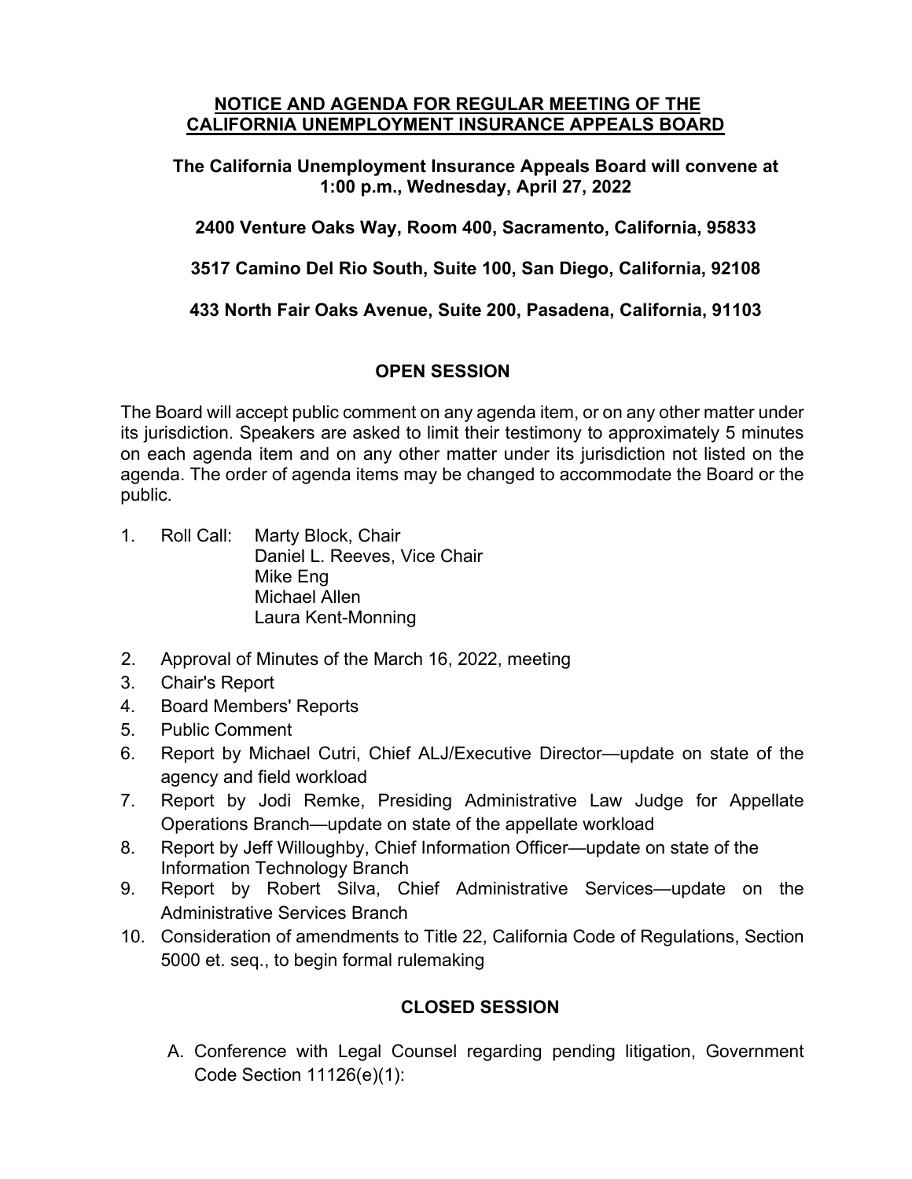# NOTICE AND AGENDA FOR REGULAR MEETING OF THE CALIFORNIA UNEMPLOYMENT INSURANCE APPEALS BOARD

**The California Unemployment Insurance Appeals Board will convene at 1:00 p.m., Wednesday, April 27, 2022**

**2400 Venture Oaks Way, Room 400, Sacramento, California, 95833**

**3517 Camino Del Rio South, Suite 100, San Diego, California, 92108**

**433 North Fair Oaks Avenue, Suite 200, Pasadena, California, 91103**

## OPEN SESSION

The Board will accept public comment on any agenda item, or on any other matter under its jurisdiction. Speakers are asked to limit their testimony to approximately 5 minutes on each agenda item and on any other matter under its jurisdiction not listed on the agenda. The order of agenda items may be changed to accommodate the Board or the public.

1. Roll Call: Marty Block, Chair
   Daniel L. Reeves, Vice Chair
   Mike Eng
   Michael Allen
   Laura Kent-Monning
2. Approval of Minutes of the March 16, 2022, meeting
3. Chair's Report
4. Board Members' Reports
5. Public Comment
6. Report by Michael Cutri, Chief ALJ/Executive Director—update on state of the agency and field workload
7. Report by Jodi Remke, Presiding Administrative Law Judge for Appellate Operations Branch—update on state of the appellate workload
8. Report by Jeff Willoughby, Chief Information Officer—update on state of the Information Technology Branch
9. Report by Robert Silva, Chief Administrative Services—update on the Administrative Services Branch
10. Consideration of amendments to Title 22, California Code of Regulations, Section 5000 et. seq., to begin formal rulemaking

## CLOSED SESSION

A. Conference with Legal Counsel regarding pending litigation, Government Code Section 11126(e)(1):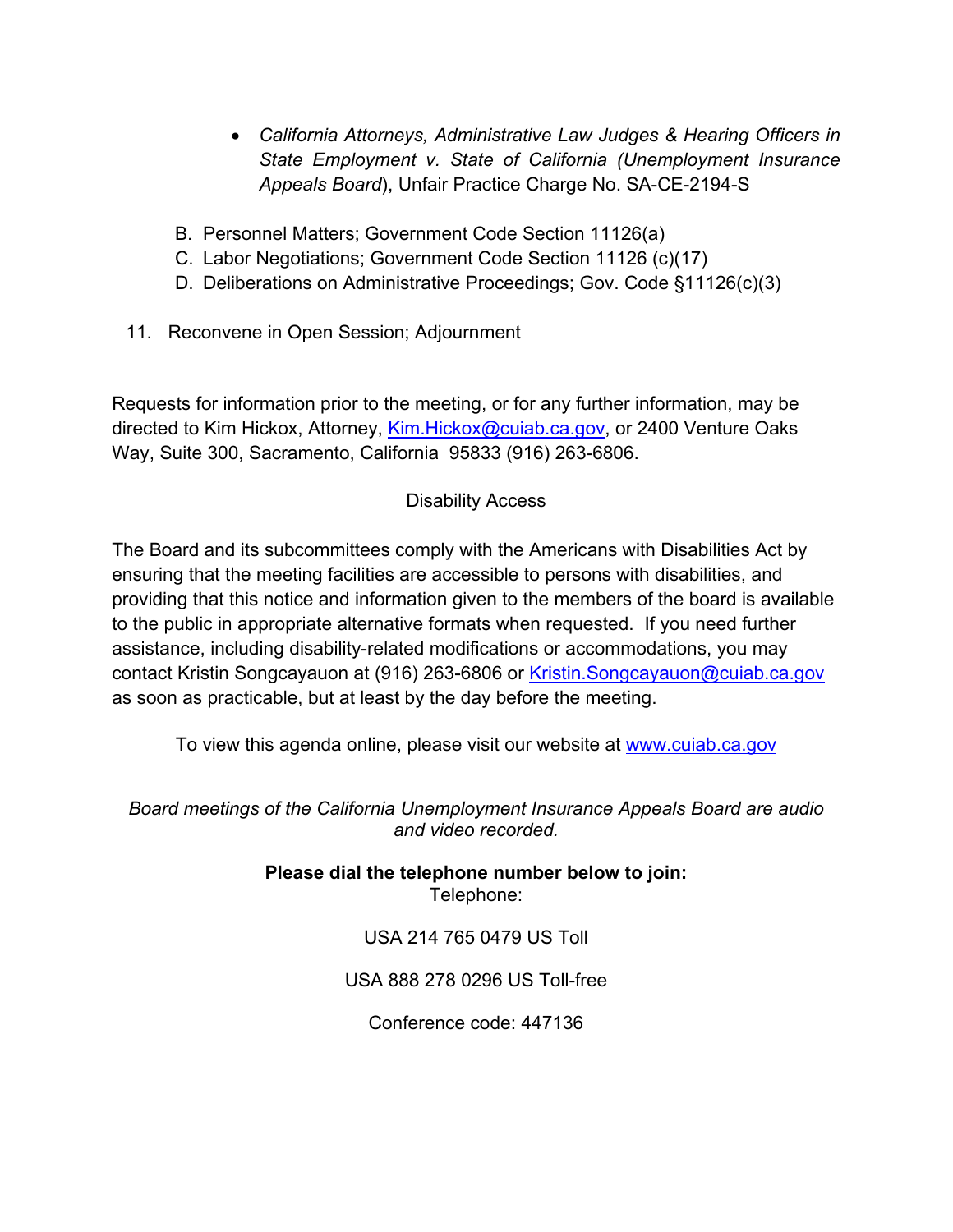- *California Attorneys, Administrative Law Judges & Hearing Officers in State Employment v. State of California (Unemployment Insurance Appeals Board*), Unfair Practice Charge No. SA-CE-2194-S

B. Personnel Matters; Government Code Section 11126(a)
C. Labor Negotiations; Government Code Section 11126 (c)(17)
D. Deliberations on Administrative Proceedings; Gov. Code §11126(c)(3)

11. Reconvene in Open Session; Adjournment

Requests for information prior to the meeting, or for any further information, may be directed to Kim Hickox, Attorney, Kim.Hickox@cuiab.ca.gov, or 2400 Venture Oaks Way, Suite 300, Sacramento, California 95833 (916) 263-6806.

Disability Access

The Board and its subcommittees comply with the Americans with Disabilities Act by ensuring that the meeting facilities are accessible to persons with disabilities, and providing that this notice and information given to the members of the board is available to the public in appropriate alternative formats when requested. If you need further assistance, including disability-related modifications or accommodations, you may contact Kristin Songcayauon at (916) 263-6806 or Kristin.Songcayauon@cuiab.ca.gov as soon as practicable, but at least by the day before the meeting.

To view this agenda online, please visit our website at www.cuiab.ca.gov

*Board meetings of the California Unemployment Insurance Appeals Board are audio and video recorded.*

**Please dial the telephone number below to join:**
Telephone:

USA 214 765 0479 US Toll

USA 888 278 0296 US Toll-free

Conference code: 447136